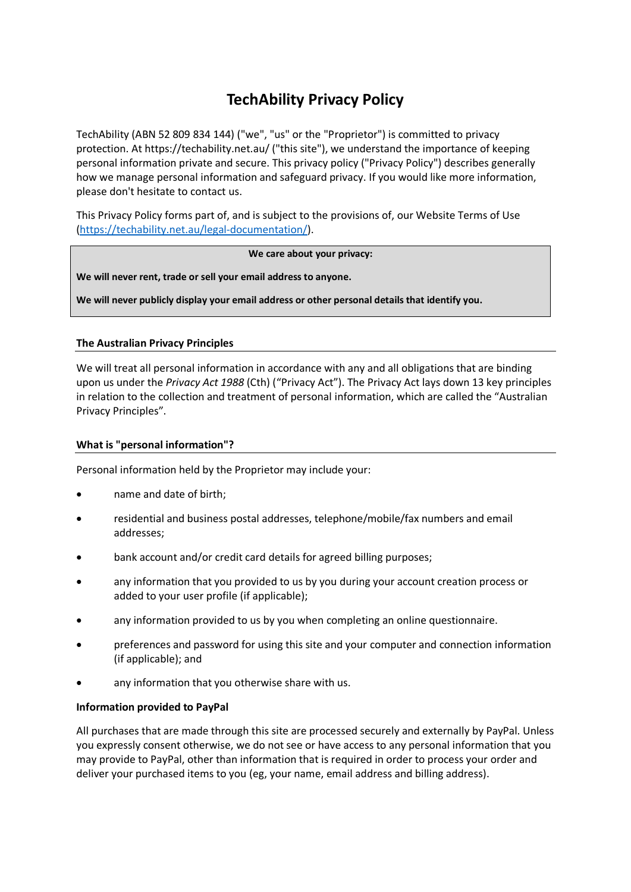# TechAbility Privacy Policy

TechAbility (ABN 52 809 834 144) ("we", "us" or the "Proprietor") is committed to privacy protection. At https://techability.net.au/ ("this site"), we understand the importance of keeping personal information private and secure. This privacy policy ("Privacy Policy") describes generally how we manage personal information and safeguard privacy. If you would like more information, please don't hesitate to contact us.

This Privacy Policy forms part of, and is subject to the provisions of, our Website Terms of Use (https://techability.net.au/legal-documentation/).

**We care about your privacy:**

**We will never rent, trade or sell your email address to anyone.**

**We will never publicly display your email address or other personal details that identify you.**

## The Australian Privacy Principles

We will treat all personal information in accordance with any and all obligations that are binding upon us under the *Privacy Act 1988* (Cth) ("Privacy Act"). The Privacy Act lays down 13 key principles in relation to the collection and treatment of personal information, which are called the "Australian Privacy Principles".

## What is "personal information"?

Personal information held by the Proprietor may include your:

- name and date of birth;
- residential and business postal addresses, telephone/mobile/fax numbers and email addresses;
- bank account and/or credit card details for agreed billing purposes;
- any information that you provided to us by you during your account creation process or added to your user profile (if applicable);
- any information provided to us by you when completing an online questionnaire.
- preferences and password for using this site and your computer and connection information (if applicable); and
- any information that you otherwise share with us.

## Information provided to PayPal

All purchases that are made through this site are processed securely and externally by PayPal. Unless you expressly consent otherwise, we do not see or have access to any personal information that you may provide to PayPal, other than information that is required in order to process your order and deliver your purchased items to you (eg, your name, email address and billing address).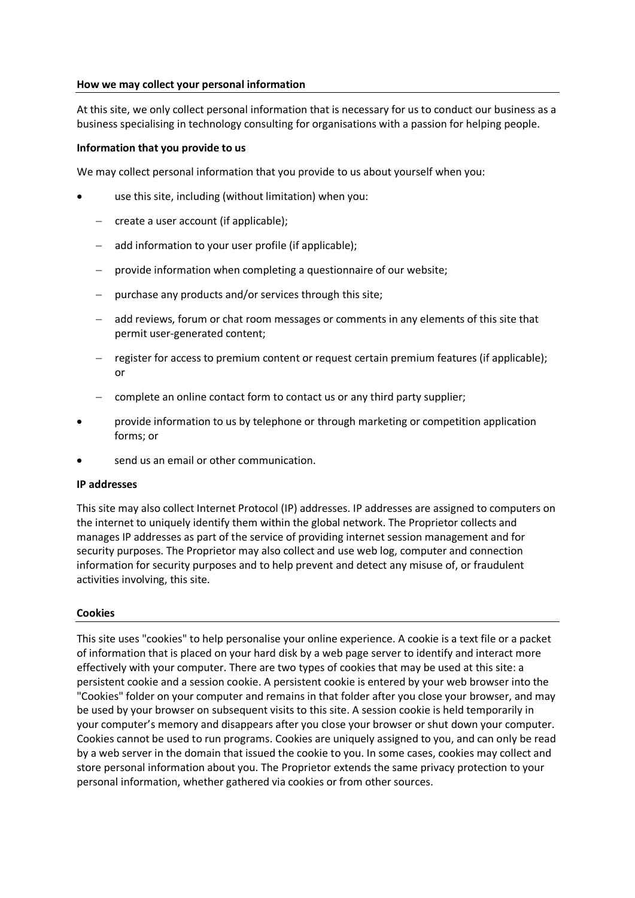**How we may collect your personal information**

At this site, we only collect personal information that is necessary for us to conduct our business as a business specialising in technology consulting for organisations with a passion for helping people.

**Information that you provide to us**

We may collect personal information that you provide to us about yourself when you:

- use this site, including (without limitation) when you:
  - create a user account (if applicable);
  - add information to your user profile (if applicable);
  - provide information when completing a questionnaire of our website;
  - purchase any products and/or services through this site;
  - add reviews, forum or chat room messages or comments in any elements of this site that permit user-generated content;
  - register for access to premium content or request certain premium features (if applicable); or
  - complete an online contact form to contact us or any third party supplier;
- provide information to us by telephone or through marketing or competition application forms; or
- send us an email or other communication.

**IP addresses**

This site may also collect Internet Protocol (IP) addresses. IP addresses are assigned to computers on the internet to uniquely identify them within the global network. The Proprietor collects and manages IP addresses as part of the service of providing internet session management and for security purposes. The Proprietor may also collect and use web log, computer and connection information for security purposes and to help prevent and detect any misuse of, or fraudulent activities involving, this site.

**Cookies**

This site uses "cookies" to help personalise your online experience. A cookie is a text file or a packet of information that is placed on your hard disk by a web page server to identify and interact more effectively with your computer. There are two types of cookies that may be used at this site: a persistent cookie and a session cookie. A persistent cookie is entered by your web browser into the "Cookies" folder on your computer and remains in that folder after you close your browser, and may be used by your browser on subsequent visits to this site. A session cookie is held temporarily in your computer's memory and disappears after you close your browser or shut down your computer. Cookies cannot be used to run programs. Cookies are uniquely assigned to you, and can only be read by a web server in the domain that issued the cookie to you. In some cases, cookies may collect and store personal information about you. The Proprietor extends the same privacy protection to your personal information, whether gathered via cookies or from other sources.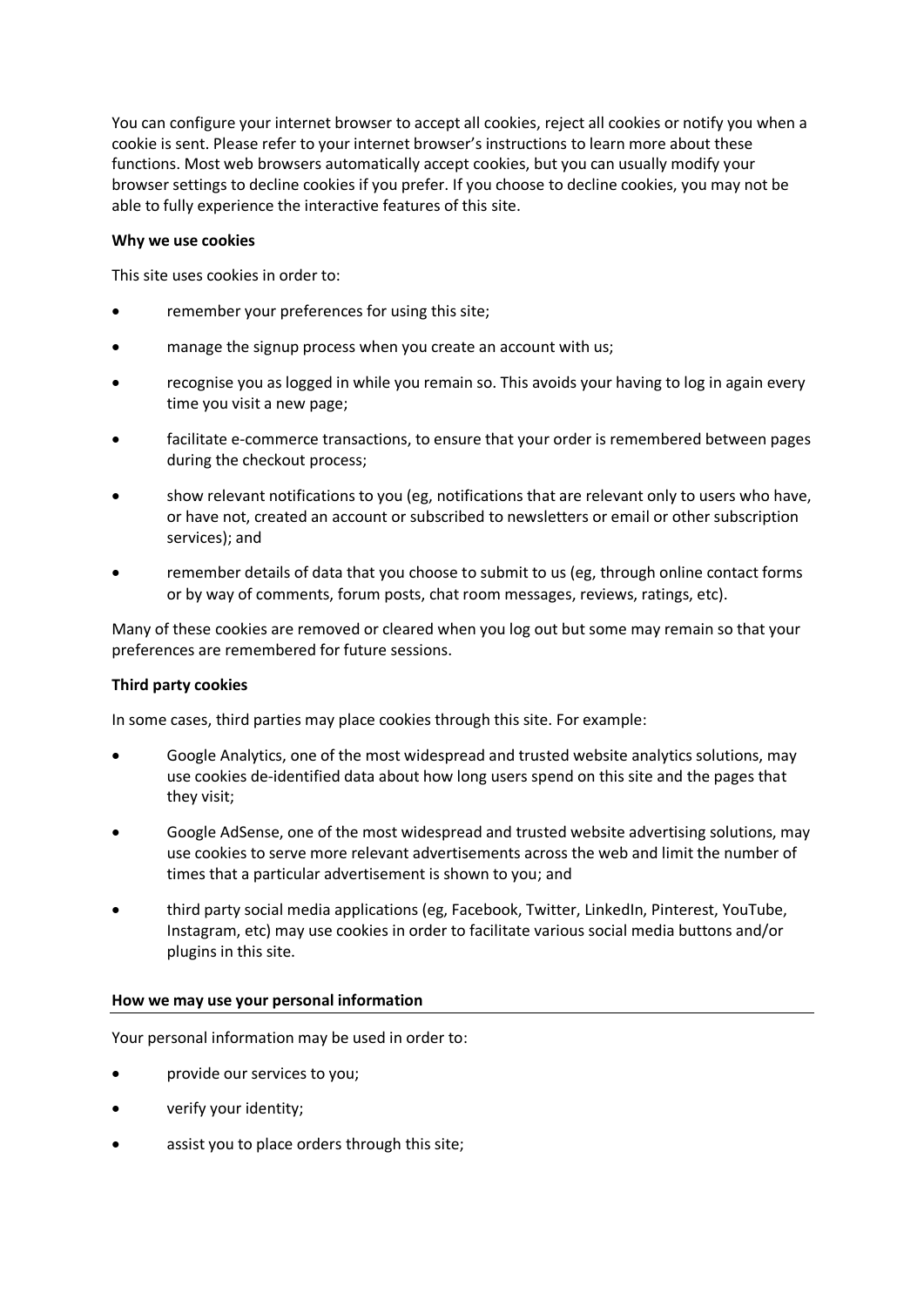You can configure your internet browser to accept all cookies, reject all cookies or notify you when a cookie is sent. Please refer to your internet browser's instructions to learn more about these functions. Most web browsers automatically accept cookies, but you can usually modify your browser settings to decline cookies if you prefer. If you choose to decline cookies, you may not be able to fully experience the interactive features of this site.

**Why we use cookies**

This site uses cookies in order to:

- remember your preferences for using this site;
- manage the signup process when you create an account with us;
- recognise you as logged in while you remain so. This avoids your having to log in again every time you visit a new page;
- facilitate e-commerce transactions, to ensure that your order is remembered between pages during the checkout process;
- show relevant notifications to you (eg, notifications that are relevant only to users who have, or have not, created an account or subscribed to newsletters or email or other subscription services); and
- remember details of data that you choose to submit to us (eg, through online contact forms or by way of comments, forum posts, chat room messages, reviews, ratings, etc).

Many of these cookies are removed or cleared when you log out but some may remain so that your preferences are remembered for future sessions.

**Third party cookies**

In some cases, third parties may place cookies through this site. For example:

- Google Analytics, one of the most widespread and trusted website analytics solutions, may use cookies de-identified data about how long users spend on this site and the pages that they visit;
- Google AdSense, one of the most widespread and trusted website advertising solutions, may use cookies to serve more relevant advertisements across the web and limit the number of times that a particular advertisement is shown to you; and
- third party social media applications (eg, Facebook, Twitter, LinkedIn, Pinterest, YouTube, Instagram, etc) may use cookies in order to facilitate various social media buttons and/or plugins in this site.

**How we may use your personal information**

Your personal information may be used in order to:

- provide our services to you;
- verify your identity;
- assist you to place orders through this site;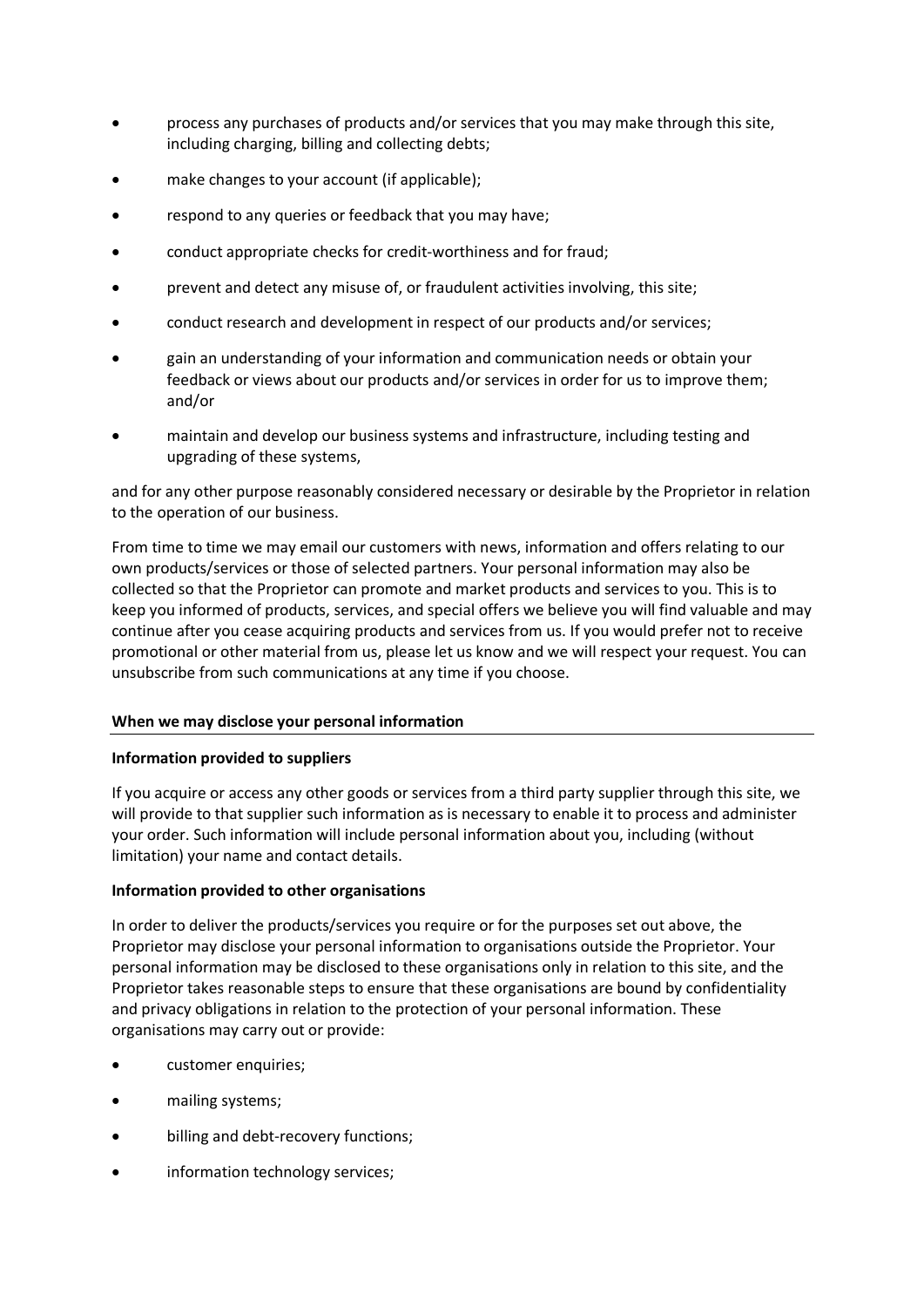- process any purchases of products and/or services that you may make through this site, including charging, billing and collecting debts;
- make changes to your account (if applicable);
- respond to any queries or feedback that you may have;
- conduct appropriate checks for credit-worthiness and for fraud;
- prevent and detect any misuse of, or fraudulent activities involving, this site;
- conduct research and development in respect of our products and/or services;
- gain an understanding of your information and communication needs or obtain your feedback or views about our products and/or services in order for us to improve them; and/or
- maintain and develop our business systems and infrastructure, including testing and upgrading of these systems,

and for any other purpose reasonably considered necessary or desirable by the Proprietor in relation to the operation of our business.

From time to time we may email our customers with news, information and offers relating to our own products/services or those of selected partners. Your personal information may also be collected so that the Proprietor can promote and market products and services to you. This is to keep you informed of products, services, and special offers we believe you will find valuable and may continue after you cease acquiring products and services from us. If you would prefer not to receive promotional or other material from us, please let us know and we will respect your request. You can unsubscribe from such communications at any time if you choose.

## When we may disclose your personal information

### Information provided to suppliers

If you acquire or access any other goods or services from a third party supplier through this site, we will provide to that supplier such information as is necessary to enable it to process and administer your order. Such information will include personal information about you, including (without limitation) your name and contact details.

### Information provided to other organisations

In order to deliver the products/services you require or for the purposes set out above, the Proprietor may disclose your personal information to organisations outside the Proprietor. Your personal information may be disclosed to these organisations only in relation to this site, and the Proprietor takes reasonable steps to ensure that these organisations are bound by confidentiality and privacy obligations in relation to the protection of your personal information. These organisations may carry out or provide:

- customer enquiries;
- mailing systems;
- billing and debt-recovery functions;
- information technology services;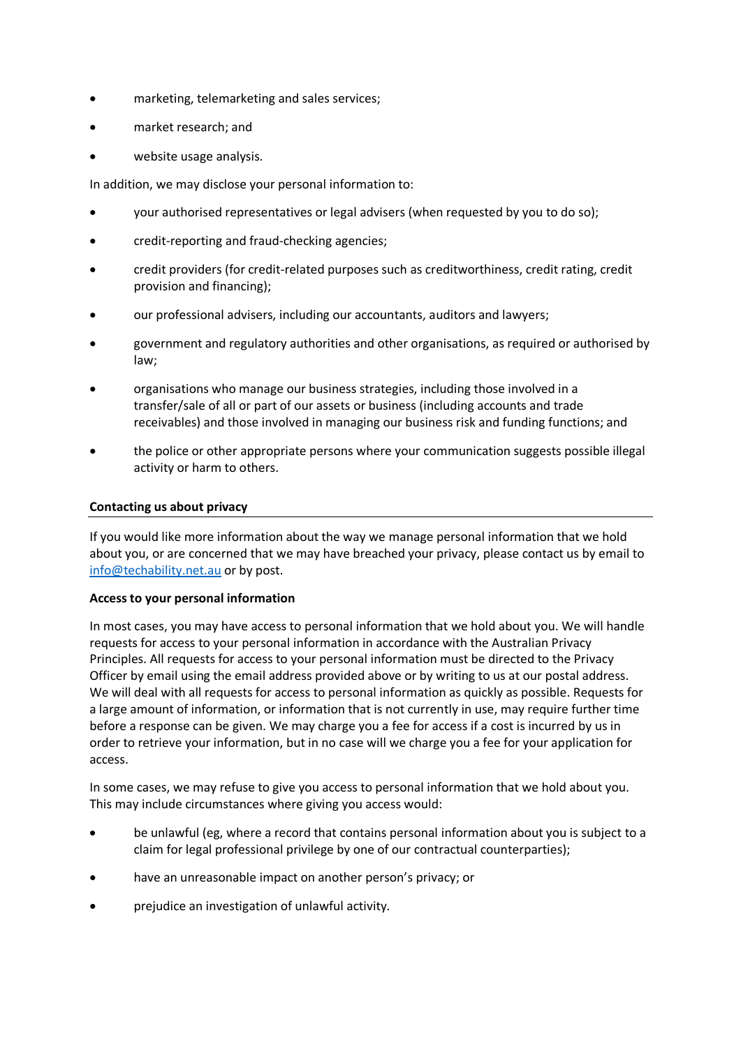- marketing, telemarketing and sales services;
- market research; and
- website usage analysis.

In addition, we may disclose your personal information to:

- your authorised representatives or legal advisers (when requested by you to do so);
- credit-reporting and fraud-checking agencies;
- credit providers (for credit-related purposes such as creditworthiness, credit rating, credit provision and financing);
- our professional advisers, including our accountants, auditors and lawyers;
- government and regulatory authorities and other organisations, as required or authorised by law;
- organisations who manage our business strategies, including those involved in a transfer/sale of all or part of our assets or business (including accounts and trade receivables) and those involved in managing our business risk and funding functions; and
- the police or other appropriate persons where your communication suggests possible illegal activity or harm to others.

**Contacting us about privacy**

If you would like more information about the way we manage personal information that we hold about you, or are concerned that we may have breached your privacy, please contact us by email to info@techability.net.au or by post.

**Access to your personal information**

In most cases, you may have access to personal information that we hold about you. We will handle requests for access to your personal information in accordance with the Australian Privacy Principles. All requests for access to your personal information must be directed to the Privacy Officer by email using the email address provided above or by writing to us at our postal address. We will deal with all requests for access to personal information as quickly as possible. Requests for a large amount of information, or information that is not currently in use, may require further time before a response can be given. We may charge you a fee for access if a cost is incurred by us in order to retrieve your information, but in no case will we charge you a fee for your application for access.

In some cases, we may refuse to give you access to personal information that we hold about you. This may include circumstances where giving you access would:

- be unlawful (eg, where a record that contains personal information about you is subject to a claim for legal professional privilege by one of our contractual counterparties);
- have an unreasonable impact on another person's privacy; or
- prejudice an investigation of unlawful activity.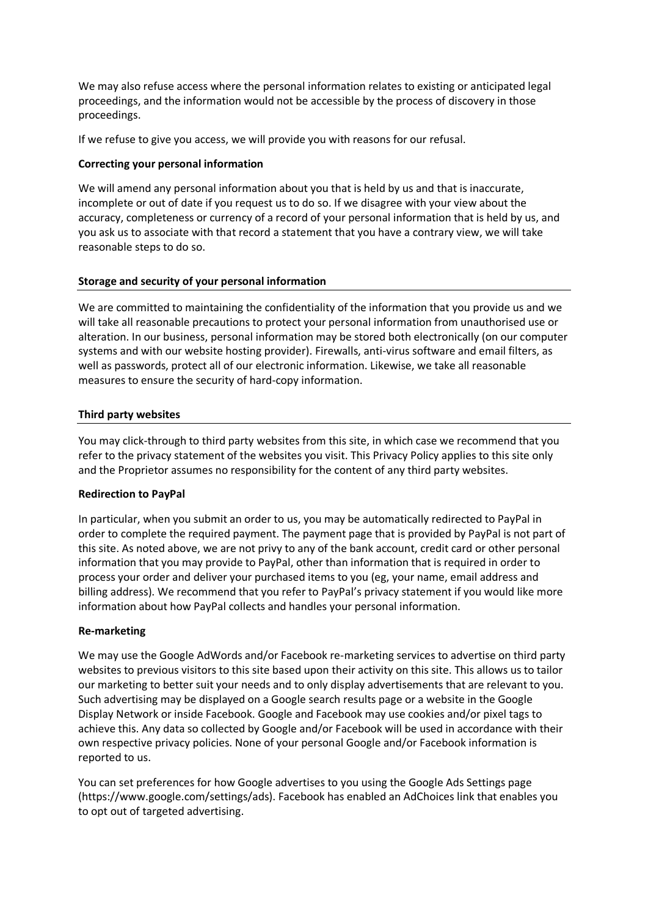We may also refuse access where the personal information relates to existing or anticipated legal proceedings, and the information would not be accessible by the process of discovery in those proceedings.

If we refuse to give you access, we will provide you with reasons for our refusal.

**Correcting your personal information**

We will amend any personal information about you that is held by us and that is inaccurate, incomplete or out of date if you request us to do so. If we disagree with your view about the accuracy, completeness or currency of a record of your personal information that is held by us, and you ask us to associate with that record a statement that you have a contrary view, we will take reasonable steps to do so.

**Storage and security of your personal information**

We are committed to maintaining the confidentiality of the information that you provide us and we will take all reasonable precautions to protect your personal information from unauthorised use or alteration. In our business, personal information may be stored both electronically (on our computer systems and with our website hosting provider). Firewalls, anti-virus software and email filters, as well as passwords, protect all of our electronic information. Likewise, we take all reasonable measures to ensure the security of hard-copy information.

**Third party websites**

You may click-through to third party websites from this site, in which case we recommend that you refer to the privacy statement of the websites you visit. This Privacy Policy applies to this site only and the Proprietor assumes no responsibility for the content of any third party websites.

**Redirection to PayPal**

In particular, when you submit an order to us, you may be automatically redirected to PayPal in order to complete the required payment. The payment page that is provided by PayPal is not part of this site. As noted above, we are not privy to any of the bank account, credit card or other personal information that you may provide to PayPal, other than information that is required in order to process your order and deliver your purchased items to you (eg, your name, email address and billing address). We recommend that you refer to PayPal's privacy statement if you would like more information about how PayPal collects and handles your personal information.

**Re-marketing**

We may use the Google AdWords and/or Facebook re-marketing services to advertise on third party websites to previous visitors to this site based upon their activity on this site. This allows us to tailor our marketing to better suit your needs and to only display advertisements that are relevant to you. Such advertising may be displayed on a Google search results page or a website in the Google Display Network or inside Facebook. Google and Facebook may use cookies and/or pixel tags to achieve this. Any data so collected by Google and/or Facebook will be used in accordance with their own respective privacy policies. None of your personal Google and/or Facebook information is reported to us.

You can set preferences for how Google advertises to you using the Google Ads Settings page (https://www.google.com/settings/ads). Facebook has enabled an AdChoices link that enables you to opt out of targeted advertising.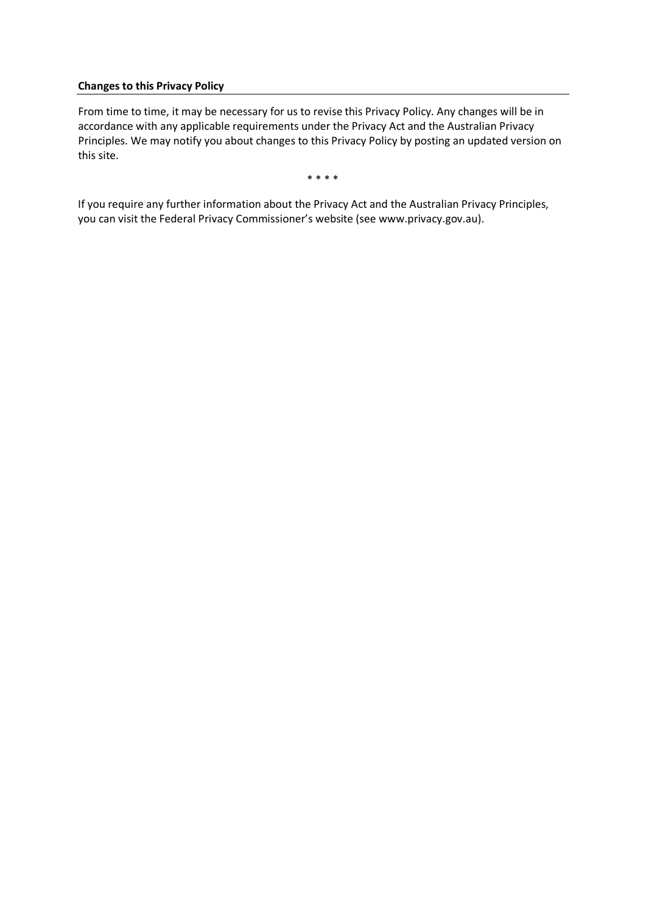**Changes to this Privacy Policy**

From time to time, it may be necessary for us to revise this Privacy Policy. Any changes will be in accordance with any applicable requirements under the Privacy Act and the Australian Privacy Principles. We may notify you about changes to this Privacy Policy by posting an updated version on this site.

* * * *

If you require any further information about the Privacy Act and the Australian Privacy Principles, you can visit the Federal Privacy Commissioner's website (see www.privacy.gov.au).